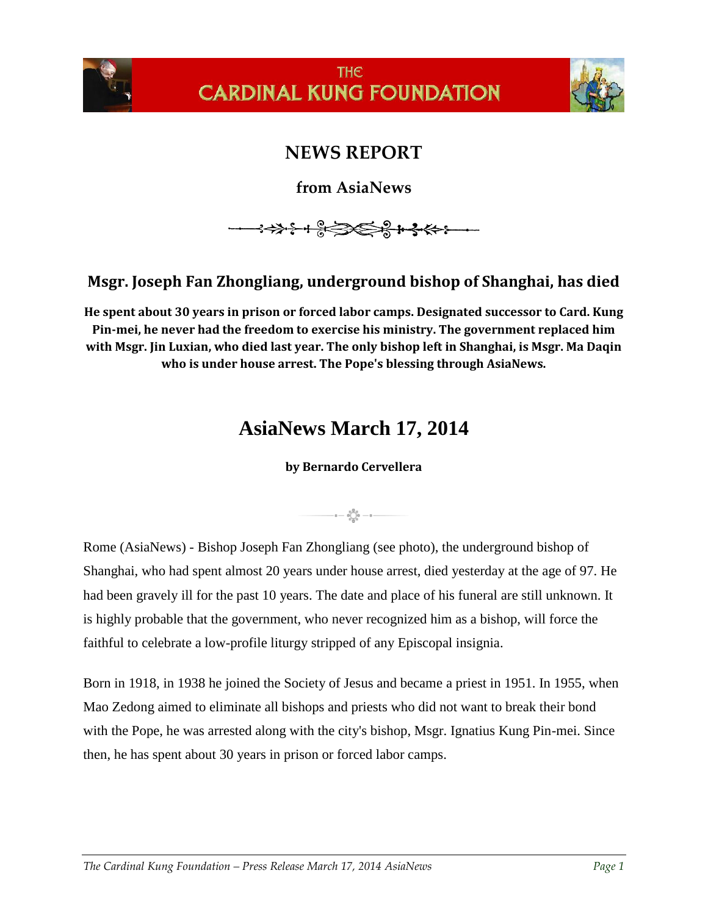# THE CARDINAL KUNG FOUNDATION

## NEWS REPORT

### from AsiaNews

## Msgr. Joseph Fan Zhongliang, underground bishop of Shanghai, has died

**He spent about 30 years in prison or forced labor camps. Designated successor to Card. Kung Pin-mei, he never had the freedom to exercise his ministry. The government replaced him with Msgr. Jin Luxian, who died last year. The only bishop left in Shanghai, is Msgr. Ma Daqin who is under house arrest. The Pope's blessing through AsiaNews.**

## AsiaNews March 17, 2014

**by Bernardo Cervellera**

Rome (AsiaNews) - Bishop Joseph Fan Zhongliang (see photo), the underground bishop of Shanghai, who had spent almost 20 years under house arrest, died yesterday at the age of 97. He had been gravely ill for the past 10 years. The date and place of his funeral are still unknown. It is highly probable that the government, who never recognized him as a bishop, will force the faithful to celebrate a low-profile liturgy stripped of any Episcopal insignia.

Born in 1918, in 1938 he joined the Society of Jesus and became a priest in 1951. In 1955, when Mao Zedong aimed to eliminate all bishops and priests who did not want to break their bond with the Pope, he was arrested along with the city's bishop, Msgr. Ignatius Kung Pin-mei. Since then, he has spent about 30 years in prison or forced labor camps.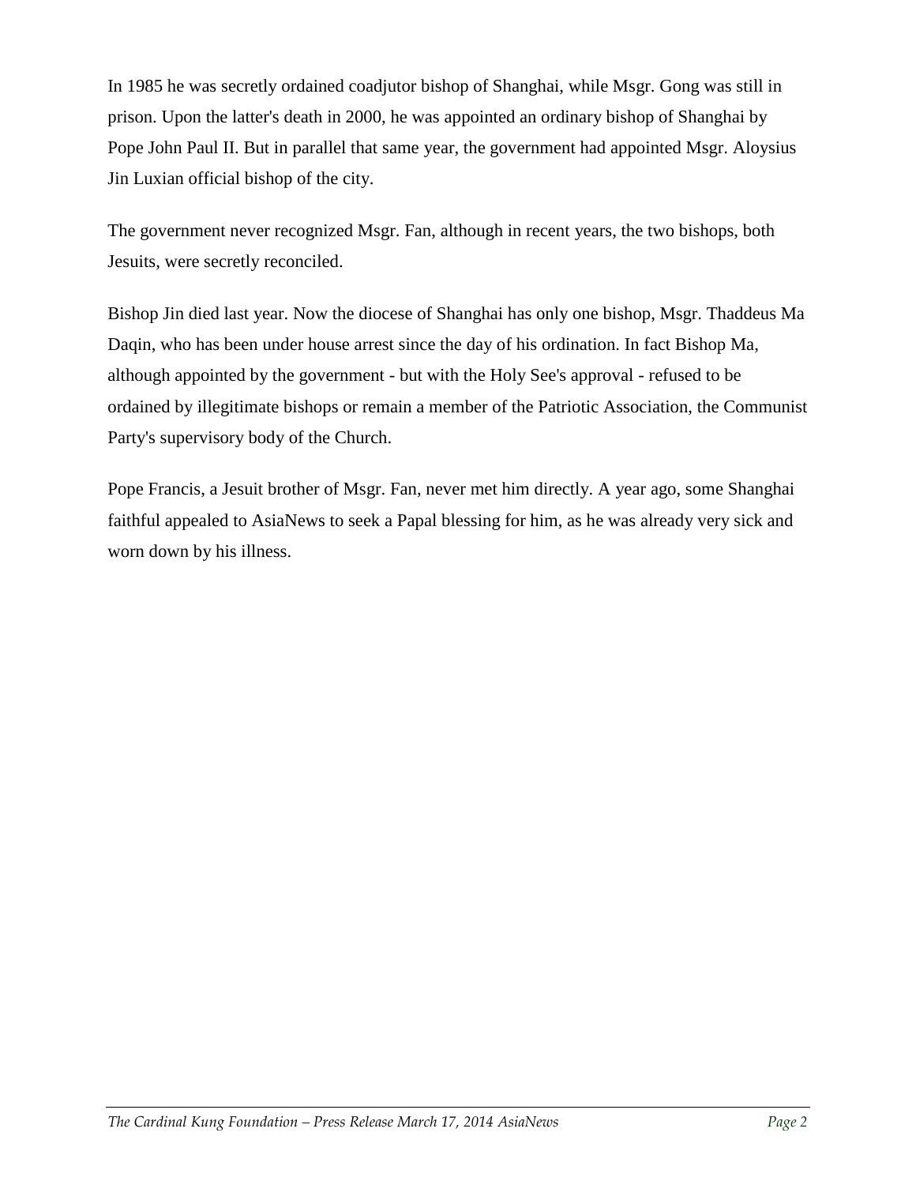In 1985 he was secretly ordained coadjutor bishop of Shanghai, while Msgr. Gong was still in prison. Upon the latter's death in 2000, he was appointed an ordinary bishop of Shanghai by Pope John Paul II. But in parallel that same year, the government had appointed Msgr. Aloysius Jin Luxian official bishop of the city.

The government never recognized Msgr. Fan, although in recent years, the two bishops, both Jesuits, were secretly reconciled.

Bishop Jin died last year. Now the diocese of Shanghai has only one bishop, Msgr. Thaddeus Ma Daqin, who has been under house arrest since the day of his ordination. In fact Bishop Ma, although appointed by the government - but with the Holy See's approval - refused to be ordained by illegitimate bishops or remain a member of the Patriotic Association, the Communist Party's supervisory body of the Church.

Pope Francis, a Jesuit brother of Msgr. Fan, never met him directly. A year ago, some Shanghai faithful appealed to AsiaNews to seek a Papal blessing for him, as he was already very sick and worn down by his illness.